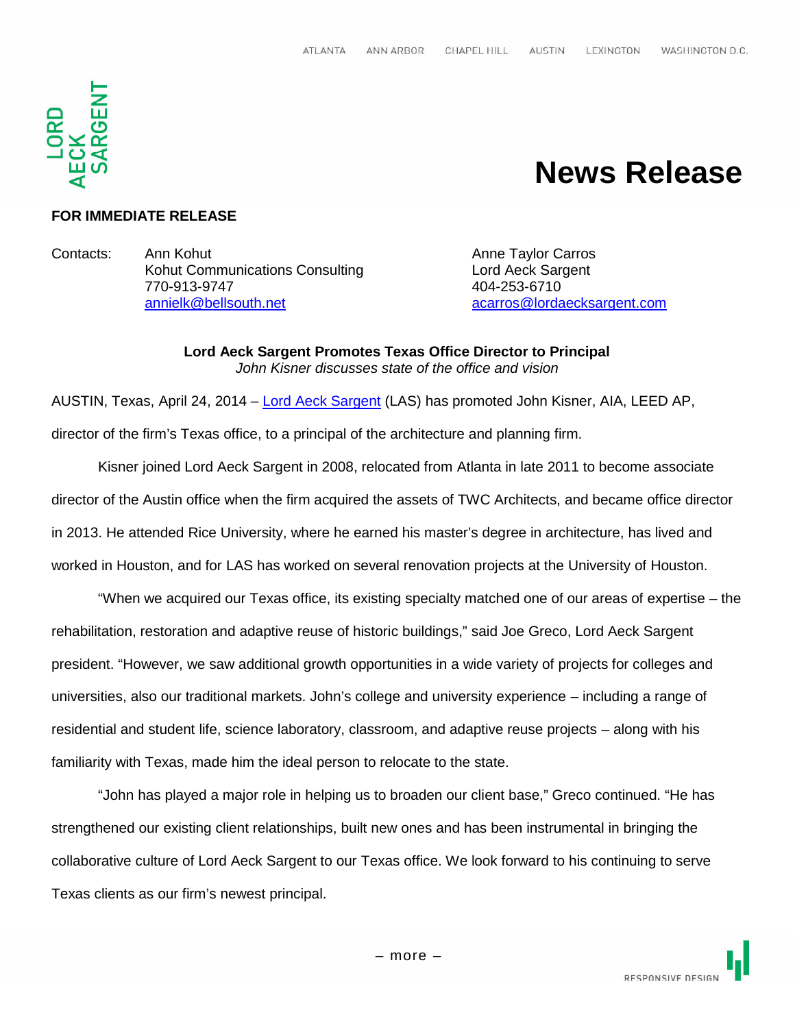ATLANTA ANN ARBOR CHAPEL HILL AUSTIN LEXINGTON WASHINGTON D.C.

LORD AECK SARGENT

# News Release

**FOR IMMEDIATE RELEASE**

Contacts:

Ann Kohut
Kohut Communications Consulting
770-913-9747
annielk@bellsouth.net

Anne Taylor Carros
Lord Aeck Sargent
404-253-6710
acarros@lordaecksargent.com

**Lord Aeck Sargent Promotes Texas Office Director to Principal**
*John Kisner discusses state of the office and vision*

AUSTIN, Texas, April 24, 2014 – Lord Aeck Sargent (LAS) has promoted John Kisner, AIA, LEED AP, director of the firm's Texas office, to a principal of the architecture and planning firm.

Kisner joined Lord Aeck Sargent in 2008, relocated from Atlanta in late 2011 to become associate director of the Austin office when the firm acquired the assets of TWC Architects, and became office director in 2013. He attended Rice University, where he earned his master's degree in architecture, has lived and worked in Houston, and for LAS has worked on several renovation projects at the University of Houston.

"When we acquired our Texas office, its existing specialty matched one of our areas of expertise – the rehabilitation, restoration and adaptive reuse of historic buildings," said Joe Greco, Lord Aeck Sargent president. "However, we saw additional growth opportunities in a wide variety of projects for colleges and universities, also our traditional markets. John's college and university experience – including a range of residential and student life, science laboratory, classroom, and adaptive reuse projects – along with his familiarity with Texas, made him the ideal person to relocate to the state.

"John has played a major role in helping us to broaden our client base," Greco continued. "He has strengthened our existing client relationships, built new ones and has been instrumental in bringing the collaborative culture of Lord Aeck Sargent to our Texas office. We look forward to his continuing to serve Texas clients as our firm's newest principal.

– more –

RESPONSIVE DESIGN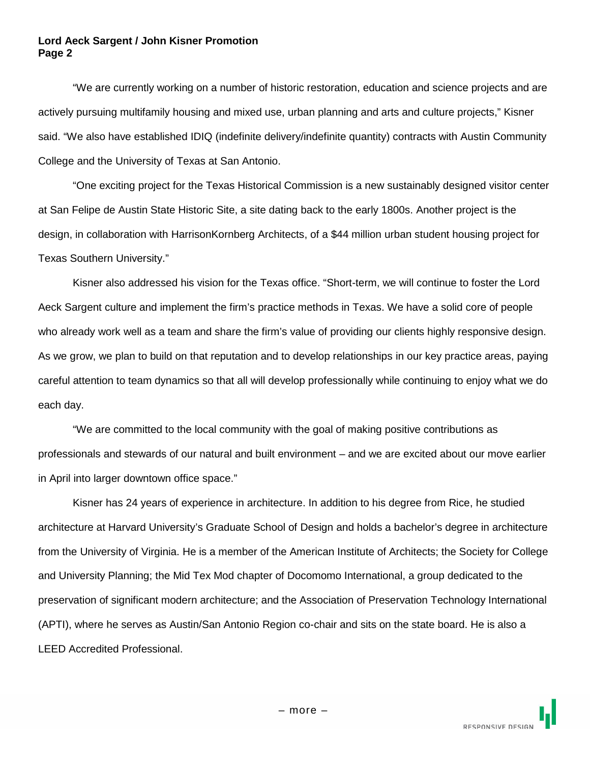"We are currently working on a number of historic restoration, education and science projects and are actively pursuing multifamily housing and mixed use, urban planning and arts and culture projects," Kisner said. "We also have established IDIQ (indefinite delivery/indefinite quantity) contracts with Austin Community College and the University of Texas at San Antonio.

"One exciting project for the Texas Historical Commission is a new sustainably designed visitor center at San Felipe de Austin State Historic Site, a site dating back to the early 1800s. Another project is the design, in collaboration with HarrisonKornberg Architects, of a $44 million urban student housing project for Texas Southern University."

Kisner also addressed his vision for the Texas office. "Short-term, we will continue to foster the Lord Aeck Sargent culture and implement the firm's practice methods in Texas. We have a solid core of people who already work well as a team and share the firm's value of providing our clients highly responsive design. As we grow, we plan to build on that reputation and to develop relationships in our key practice areas, paying careful attention to team dynamics so that all will develop professionally while continuing to enjoy what we do each day.

"We are committed to the local community with the goal of making positive contributions as professionals and stewards of our natural and built environment – and we are excited about our move earlier in April into larger downtown office space."

Kisner has 24 years of experience in architecture. In addition to his degree from Rice, he studied architecture at Harvard University's Graduate School of Design and holds a bachelor's degree in architecture from the University of Virginia. He is a member of the American Institute of Architects; the Society for College and University Planning; the Mid Tex Mod chapter of Docomomo International, a group dedicated to the preservation of significant modern architecture; and the Association of Preservation Technology International (APTI), where he serves as Austin/San Antonio Region co-chair and sits on the state board. He is also a LEED Accredited Professional.

– more –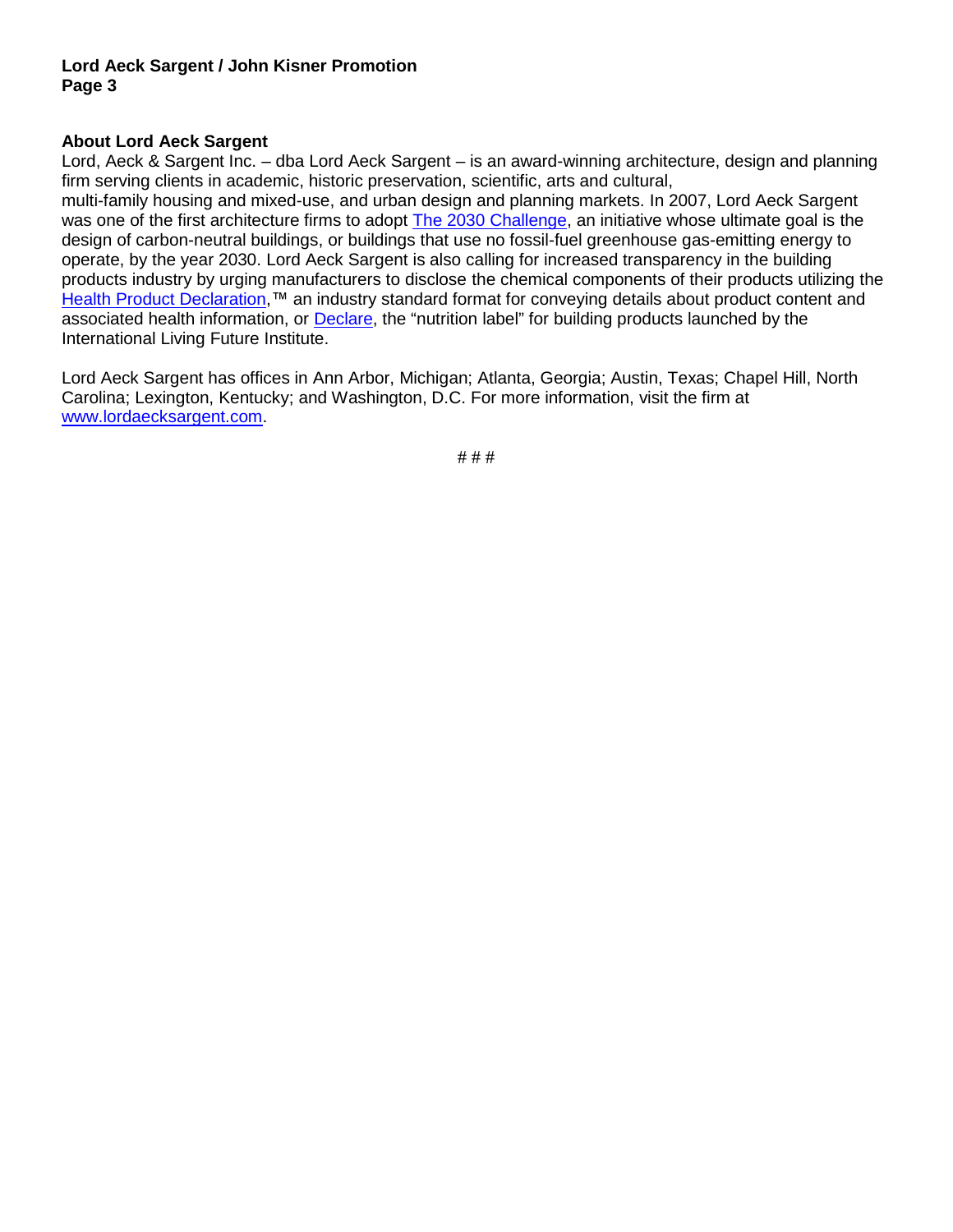## About Lord Aeck Sargent

Lord, Aeck & Sargent Inc. – dba Lord Aeck Sargent – is an award-winning architecture, design and planning firm serving clients in academic, historic preservation, scientific, arts and cultural, multi-family housing and mixed-use, and urban design and planning markets. In 2007, Lord Aeck Sargent was one of the first architecture firms to adopt The 2030 Challenge, an initiative whose ultimate goal is the design of carbon-neutral buildings, or buildings that use no fossil-fuel greenhouse gas-emitting energy to operate, by the year 2030. Lord Aeck Sargent is also calling for increased transparency in the building products industry by urging manufacturers to disclose the chemical components of their products utilizing the Health Product Declaration,™ an industry standard format for conveying details about product content and associated health information, or Declare, the "nutrition label" for building products launched by the International Living Future Institute.

Lord Aeck Sargent has offices in Ann Arbor, Michigan; Atlanta, Georgia; Austin, Texas; Chapel Hill, North Carolina; Lexington, Kentucky; and Washington, D.C. For more information, visit the firm at www.lordaecksargent.com.

# # #